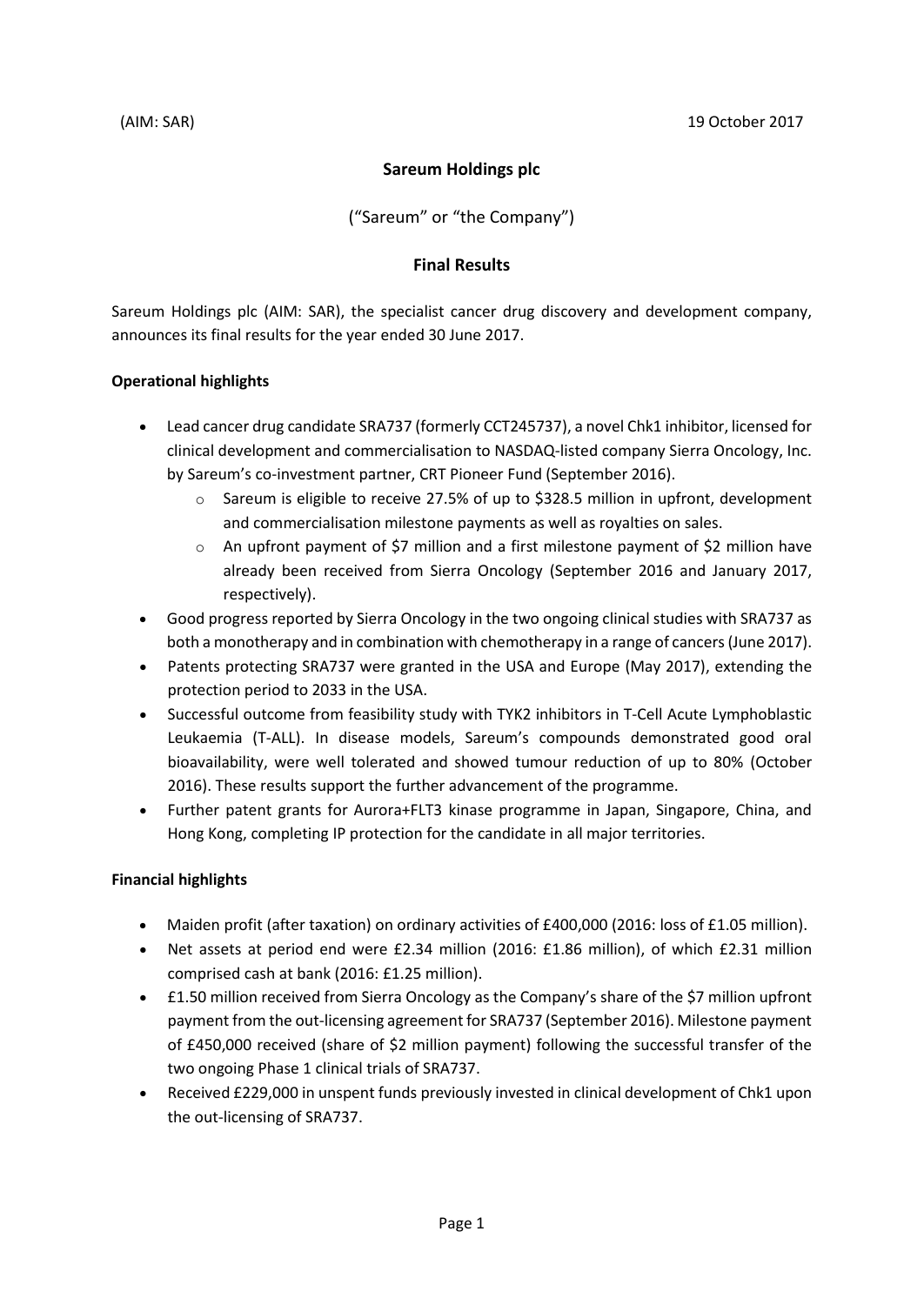(AIM: SAR) 19 October 2017

# Sareum Holdings plc

(“Sareum” or “the Company”)

## Final Results

Sareum Holdings plc (AIM: SAR), the specialist cancer drug discovery and development company, announces its final results for the year ended 30 June 2017.

**Operational highlights**

- Lead cancer drug candidate SRA737 (formerly CCT245737), a novel Chk1 inhibitor, licensed for clinical development and commercialisation to NASDAQ-listed company Sierra Oncology, Inc. by Sareum’s co-investment partner, CRT Pioneer Fund (September 2016).
  - Sareum is eligible to receive 27.5% of up to $328.5 million in upfront, development and commercialisation milestone payments as well as royalties on sales.
  - An upfront payment of $7 million and a first milestone payment of $2 million have already been received from Sierra Oncology (September 2016 and January 2017, respectively).
- Good progress reported by Sierra Oncology in the two ongoing clinical studies with SRA737 as both a monotherapy and in combination with chemotherapy in a range of cancers (June 2017).
- Patents protecting SRA737 were granted in the USA and Europe (May 2017), extending the protection period to 2033 in the USA.
- Successful outcome from feasibility study with TYK2 inhibitors in T-Cell Acute Lymphoblastic Leukaemia (T-ALL). In disease models, Sareum’s compounds demonstrated good oral bioavailability, were well tolerated and showed tumour reduction of up to 80% (October 2016). These results support the further advancement of the programme.
- Further patent grants for Aurora+FLT3 kinase programme in Japan, Singapore, China, and Hong Kong, completing IP protection for the candidate in all major territories.

**Financial highlights**

- Maiden profit (after taxation) on ordinary activities of £400,000 (2016: loss of £1.05 million).
- Net assets at period end were £2.34 million (2016: £1.86 million), of which £2.31 million comprised cash at bank (2016: £1.25 million).
- £1.50 million received from Sierra Oncology as the Company’s share of the $7 million upfront payment from the out-licensing agreement for SRA737 (September 2016). Milestone payment of £450,000 received (share of $2 million payment) following the successful transfer of the two ongoing Phase 1 clinical trials of SRA737.
- Received £229,000 in unspent funds previously invested in clinical development of Chk1 upon the out-licensing of SRA737.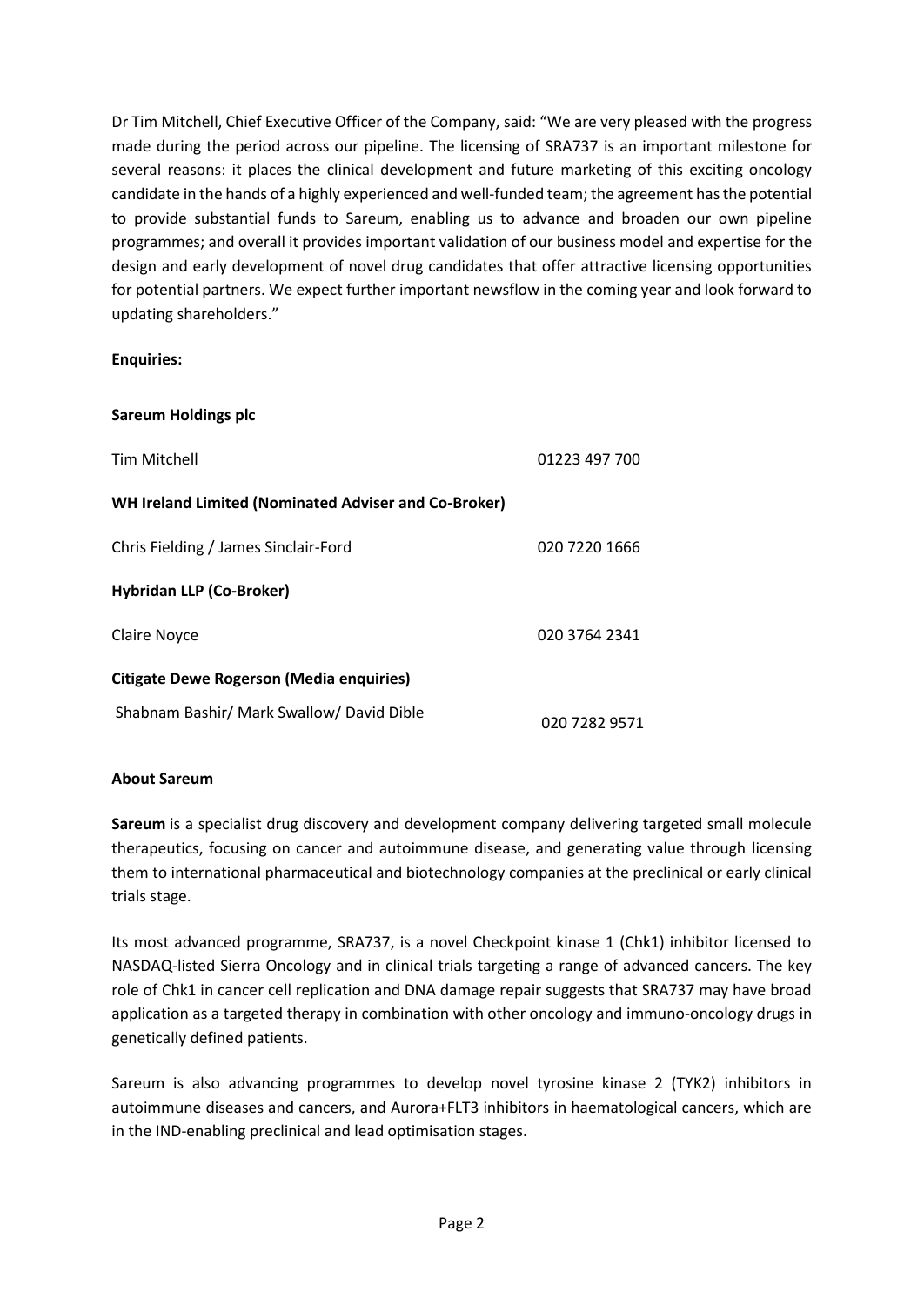Dr Tim Mitchell, Chief Executive Officer of the Company, said: "We are very pleased with the progress made during the period across our pipeline. The licensing of SRA737 is an important milestone for several reasons: it places the clinical development and future marketing of this exciting oncology candidate in the hands of a highly experienced and well-funded team; the agreement has the potential to provide substantial funds to Sareum, enabling us to advance and broaden our own pipeline programmes; and overall it provides important validation of our business model and expertise for the design and early development of novel drug candidates that offer attractive licensing opportunities for potential partners. We expect further important newsflow in the coming year and look forward to updating shareholders."

**Enquiries:**

**Sareum Holdings plc**

| | |
|---|---|
| Tim Mitchell | 01223 497 700 |
| **WH Ireland Limited (Nominated Adviser and Co-Broker)** | |
| Chris Fielding / James Sinclair-Ford | 020 7220 1666 |
| **Hybridan LLP (Co-Broker)** | |
| Claire Noyce | 020 3764 2341 |
| **Citigate Dewe Rogerson (Media enquiries)** | |
| Shabnam Bashir/ Mark Swallow/ David Dible | 020 7282 9571 |

**About Sareum**

**Sareum** is a specialist drug discovery and development company delivering targeted small molecule therapeutics, focusing on cancer and autoimmune disease, and generating value through licensing them to international pharmaceutical and biotechnology companies at the preclinical or early clinical trials stage.

Its most advanced programme, SRA737, is a novel Checkpoint kinase 1 (Chk1) inhibitor licensed to NASDAQ-listed Sierra Oncology and in clinical trials targeting a range of advanced cancers. The key role of Chk1 in cancer cell replication and DNA damage repair suggests that SRA737 may have broad application as a targeted therapy in combination with other oncology and immuno-oncology drugs in genetically defined patients.

Sareum is also advancing programmes to develop novel tyrosine kinase 2 (TYK2) inhibitors in autoimmune diseases and cancers, and Aurora+FLT3 inhibitors in haematological cancers, which are in the IND-enabling preclinical and lead optimisation stages.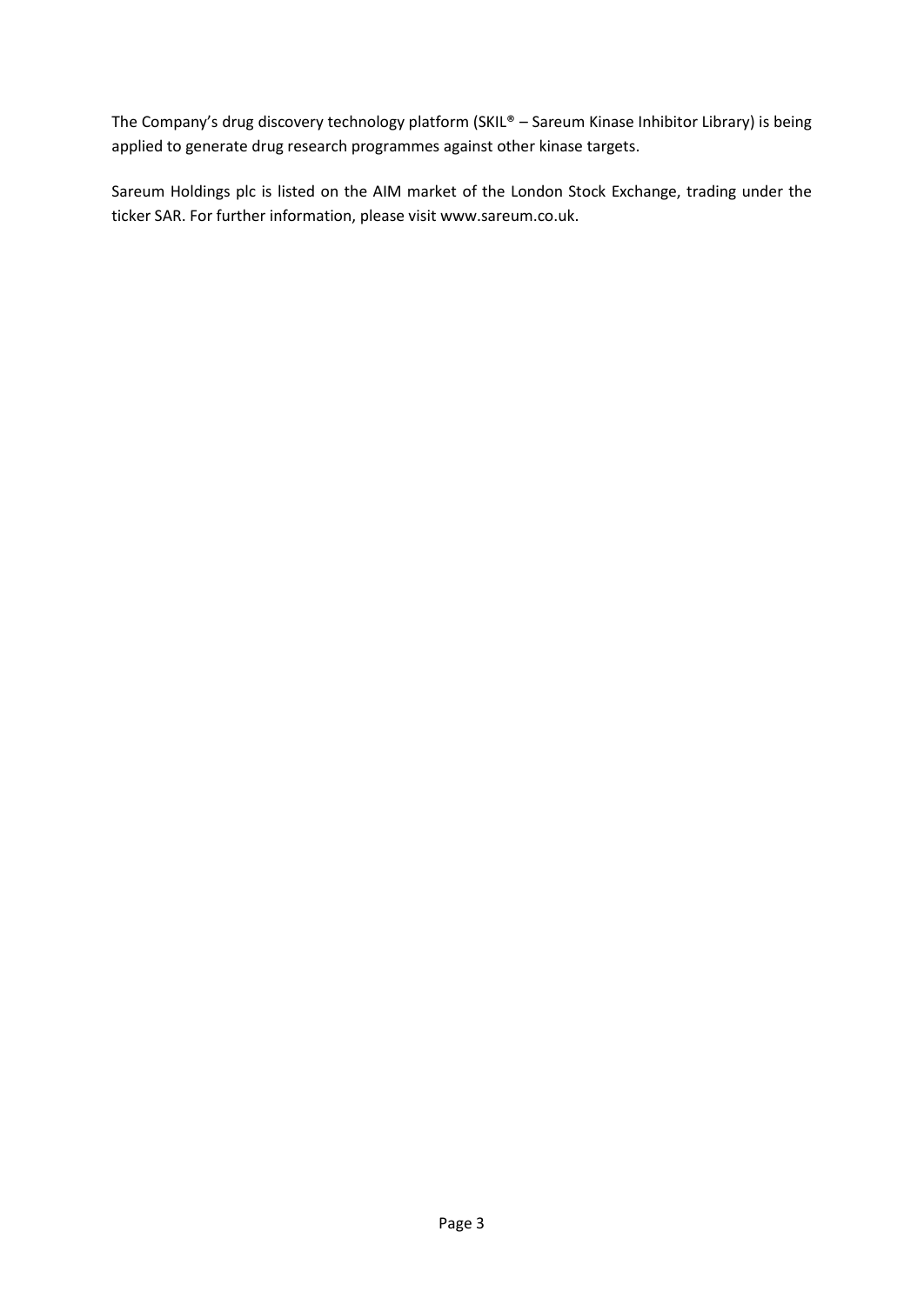The Company's drug discovery technology platform (SKIL® – Sareum Kinase Inhibitor Library) is being applied to generate drug research programmes against other kinase targets.

Sareum Holdings plc is listed on the AIM market of the London Stock Exchange, trading under the ticker SAR. For further information, please visit www.sareum.co.uk.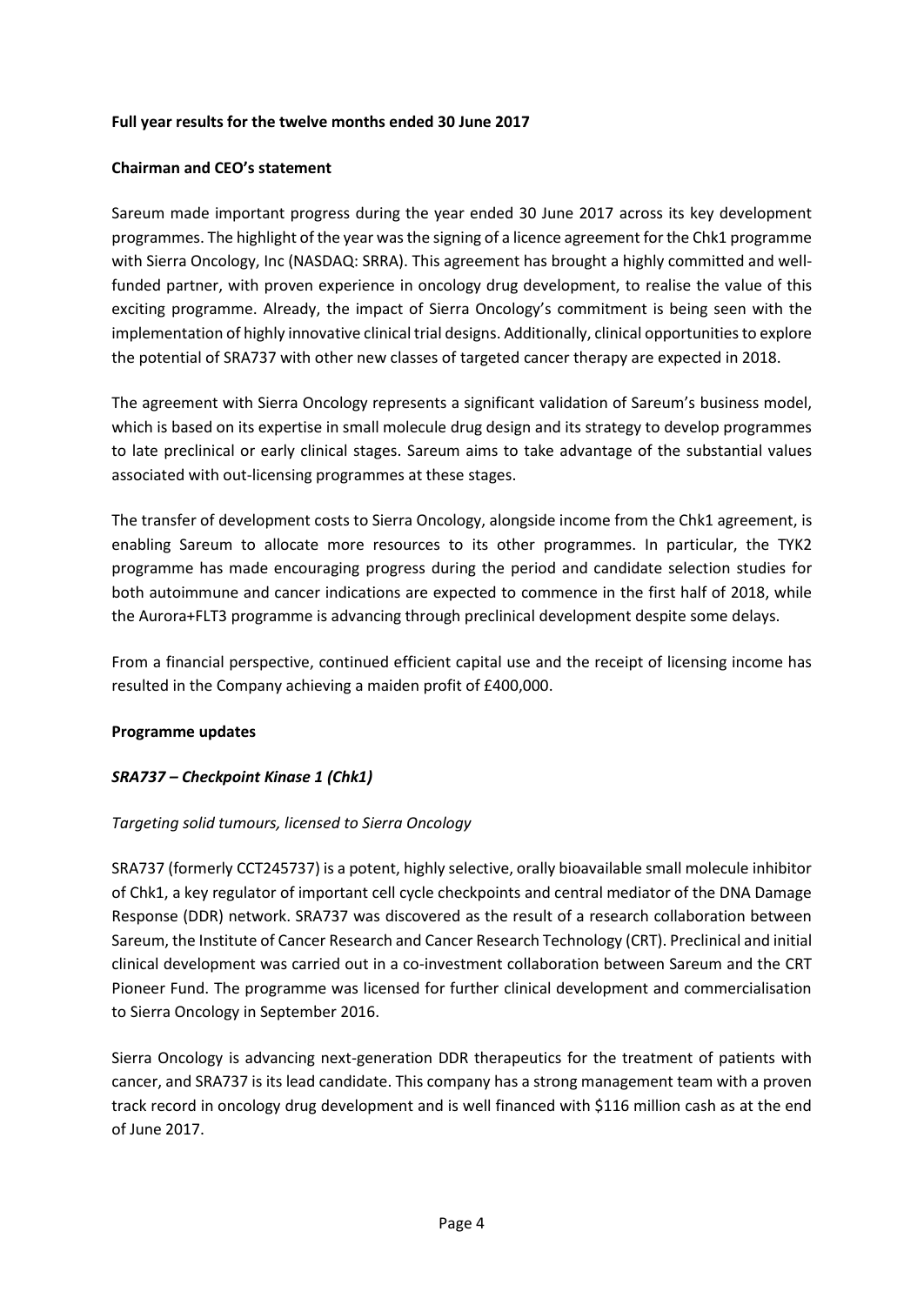**Full year results for the twelve months ended 30 June 2017**

**Chairman and CEO's statement**

Sareum made important progress during the year ended 30 June 2017 across its key development programmes. The highlight of the year was the signing of a licence agreement for the Chk1 programme with Sierra Oncology, Inc (NASDAQ: SRRA). This agreement has brought a highly committed and well-funded partner, with proven experience in oncology drug development, to realise the value of this exciting programme. Already, the impact of Sierra Oncology's commitment is being seen with the implementation of highly innovative clinical trial designs. Additionally, clinical opportunities to explore the potential of SRA737 with other new classes of targeted cancer therapy are expected in 2018.

The agreement with Sierra Oncology represents a significant validation of Sareum's business model, which is based on its expertise in small molecule drug design and its strategy to develop programmes to late preclinical or early clinical stages. Sareum aims to take advantage of the substantial values associated with out-licensing programmes at these stages.

The transfer of development costs to Sierra Oncology, alongside income from the Chk1 agreement, is enabling Sareum to allocate more resources to its other programmes. In particular, the TYK2 programme has made encouraging progress during the period and candidate selection studies for both autoimmune and cancer indications are expected to commence in the first half of 2018, while the Aurora+FLT3 programme is advancing through preclinical development despite some delays.

From a financial perspective, continued efficient capital use and the receipt of licensing income has resulted in the Company achieving a maiden profit of £400,000.

**Programme updates**

***SRA737 – Checkpoint Kinase 1 (Chk1)***

*Targeting solid tumours, licensed to Sierra Oncology*

SRA737 (formerly CCT245737) is a potent, highly selective, orally bioavailable small molecule inhibitor of Chk1, a key regulator of important cell cycle checkpoints and central mediator of the DNA Damage Response (DDR) network. SRA737 was discovered as the result of a research collaboration between Sareum, the Institute of Cancer Research and Cancer Research Technology (CRT). Preclinical and initial clinical development was carried out in a co-investment collaboration between Sareum and the CRT Pioneer Fund. The programme was licensed for further clinical development and commercialisation to Sierra Oncology in September 2016.

Sierra Oncology is advancing next-generation DDR therapeutics for the treatment of patients with cancer, and SRA737 is its lead candidate. This company has a strong management team with a proven track record in oncology drug development and is well financed with $116 million cash as at the end of June 2017.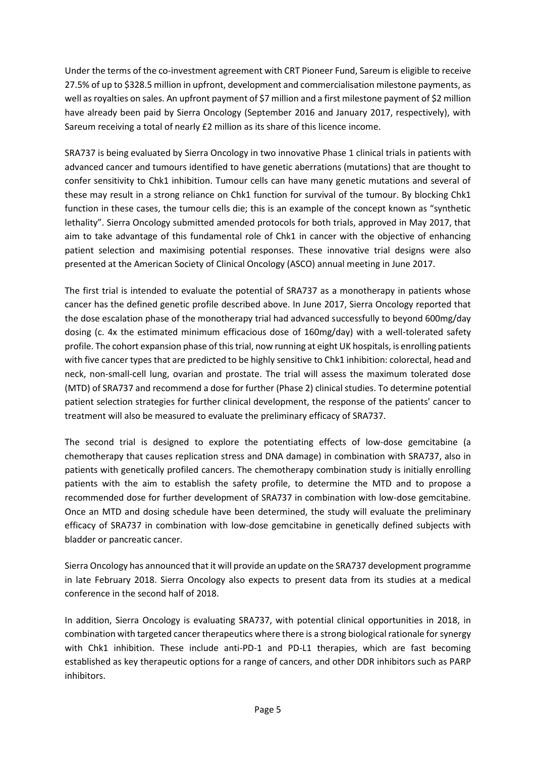Under the terms of the co-investment agreement with CRT Pioneer Fund, Sareum is eligible to receive 27.5% of up to $328.5 million in upfront, development and commercialisation milestone payments, as well as royalties on sales. An upfront payment of $7 million and a first milestone payment of $2 million have already been paid by Sierra Oncology (September 2016 and January 2017, respectively), with Sareum receiving a total of nearly £2 million as its share of this licence income.

SRA737 is being evaluated by Sierra Oncology in two innovative Phase 1 clinical trials in patients with advanced cancer and tumours identified to have genetic aberrations (mutations) that are thought to confer sensitivity to Chk1 inhibition. Tumour cells can have many genetic mutations and several of these may result in a strong reliance on Chk1 function for survival of the tumour. By blocking Chk1 function in these cases, the tumour cells die; this is an example of the concept known as "synthetic lethality". Sierra Oncology submitted amended protocols for both trials, approved in May 2017, that aim to take advantage of this fundamental role of Chk1 in cancer with the objective of enhancing patient selection and maximising potential responses. These innovative trial designs were also presented at the American Society of Clinical Oncology (ASCO) annual meeting in June 2017.

The first trial is intended to evaluate the potential of SRA737 as a monotherapy in patients whose cancer has the defined genetic profile described above. In June 2017, Sierra Oncology reported that the dose escalation phase of the monotherapy trial had advanced successfully to beyond 600mg/day dosing (c. 4x the estimated minimum efficacious dose of 160mg/day) with a well-tolerated safety profile. The cohort expansion phase of this trial, now running at eight UK hospitals, is enrolling patients with five cancer types that are predicted to be highly sensitive to Chk1 inhibition: colorectal, head and neck, non-small-cell lung, ovarian and prostate. The trial will assess the maximum tolerated dose (MTD) of SRA737 and recommend a dose for further (Phase 2) clinical studies. To determine potential patient selection strategies for further clinical development, the response of the patients' cancer to treatment will also be measured to evaluate the preliminary efficacy of SRA737.

The second trial is designed to explore the potentiating effects of low-dose gemcitabine (a chemotherapy that causes replication stress and DNA damage) in combination with SRA737, also in patients with genetically profiled cancers. The chemotherapy combination study is initially enrolling patients with the aim to establish the safety profile, to determine the MTD and to propose a recommended dose for further development of SRA737 in combination with low-dose gemcitabine. Once an MTD and dosing schedule have been determined, the study will evaluate the preliminary efficacy of SRA737 in combination with low-dose gemcitabine in genetically defined subjects with bladder or pancreatic cancer.

Sierra Oncology has announced that it will provide an update on the SRA737 development programme in late February 2018. Sierra Oncology also expects to present data from its studies at a medical conference in the second half of 2018.

In addition, Sierra Oncology is evaluating SRA737, with potential clinical opportunities in 2018, in combination with targeted cancer therapeutics where there is a strong biological rationale for synergy with Chk1 inhibition. These include anti-PD-1 and PD-L1 therapies, which are fast becoming established as key therapeutic options for a range of cancers, and other DDR inhibitors such as PARP inhibitors.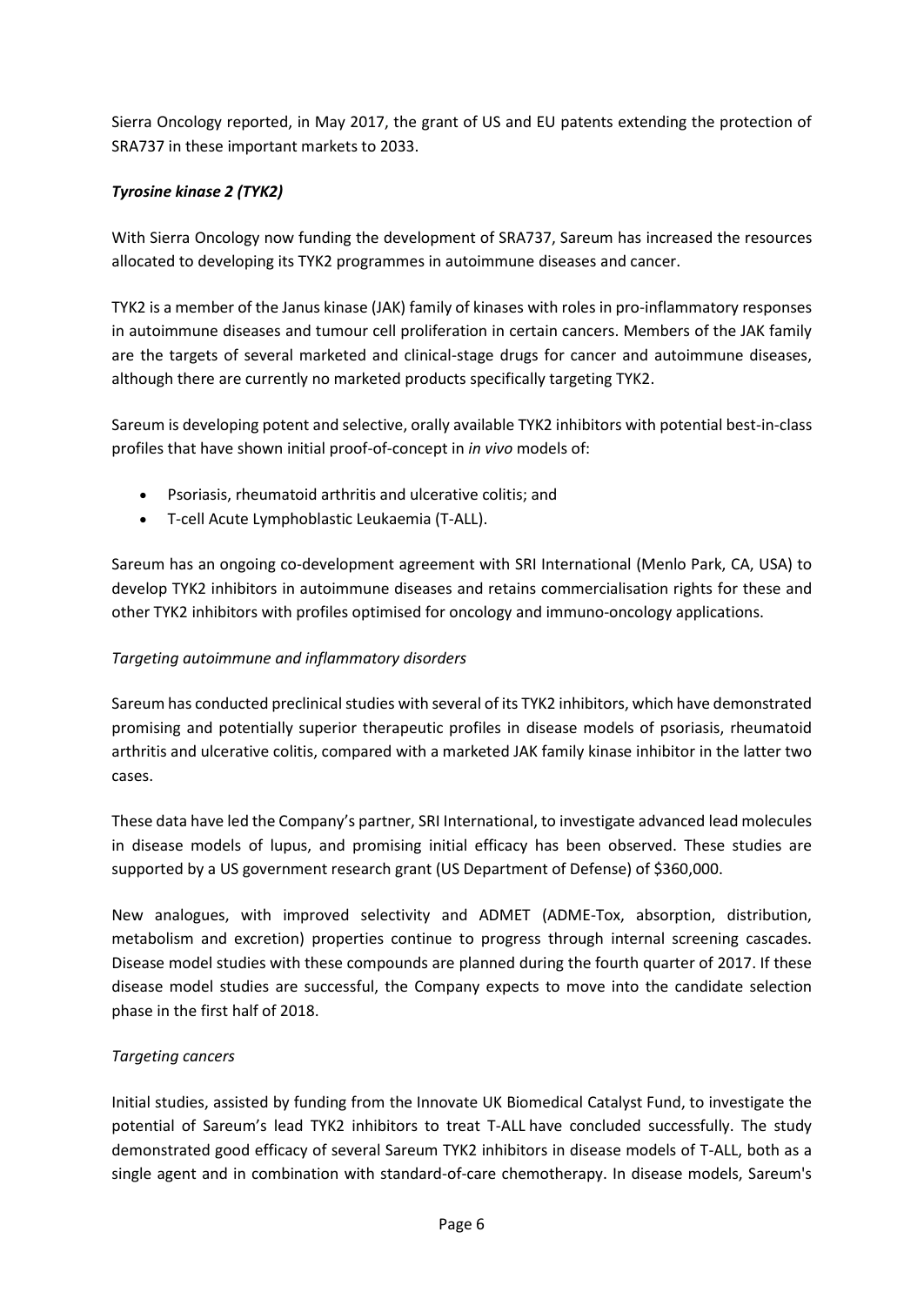Sierra Oncology reported, in May 2017, the grant of US and EU patents extending the protection of SRA737 in these important markets to 2033.

### ***Tyrosine kinase 2 (TYK2)***

With Sierra Oncology now funding the development of SRA737, Sareum has increased the resources allocated to developing its TYK2 programmes in autoimmune diseases and cancer.

TYK2 is a member of the Janus kinase (JAK) family of kinases with roles in pro-inflammatory responses in autoimmune diseases and tumour cell proliferation in certain cancers. Members of the JAK family are the targets of several marketed and clinical-stage drugs for cancer and autoimmune diseases, although there are currently no marketed products specifically targeting TYK2.

Sareum is developing potent and selective, orally available TYK2 inhibitors with potential best-in-class profiles that have shown initial proof-of-concept in *in vivo* models of:

- Psoriasis, rheumatoid arthritis and ulcerative colitis; and
- T-cell Acute Lymphoblastic Leukaemia (T-ALL).

Sareum has an ongoing co-development agreement with SRI International (Menlo Park, CA, USA) to develop TYK2 inhibitors in autoimmune diseases and retains commercialisation rights for these and other TYK2 inhibitors with profiles optimised for oncology and immuno-oncology applications.

#### *Targeting autoimmune and inflammatory disorders*

Sareum has conducted preclinical studies with several of its TYK2 inhibitors, which have demonstrated promising and potentially superior therapeutic profiles in disease models of psoriasis, rheumatoid arthritis and ulcerative colitis, compared with a marketed JAK family kinase inhibitor in the latter two cases.

These data have led the Company's partner, SRI International, to investigate advanced lead molecules in disease models of lupus, and promising initial efficacy has been observed. These studies are supported by a US government research grant (US Department of Defense) of $360,000.

New analogues, with improved selectivity and ADMET (ADME-Tox, absorption, distribution, metabolism and excretion) properties continue to progress through internal screening cascades. Disease model studies with these compounds are planned during the fourth quarter of 2017. If these disease model studies are successful, the Company expects to move into the candidate selection phase in the first half of 2018.

#### *Targeting cancers*

Initial studies, assisted by funding from the Innovate UK Biomedical Catalyst Fund, to investigate the potential of Sareum's lead TYK2 inhibitors to treat T-ALL have concluded successfully. The study demonstrated good efficacy of several Sareum TYK2 inhibitors in disease models of T-ALL, both as a single agent and in combination with standard-of-care chemotherapy. In disease models, Sareum's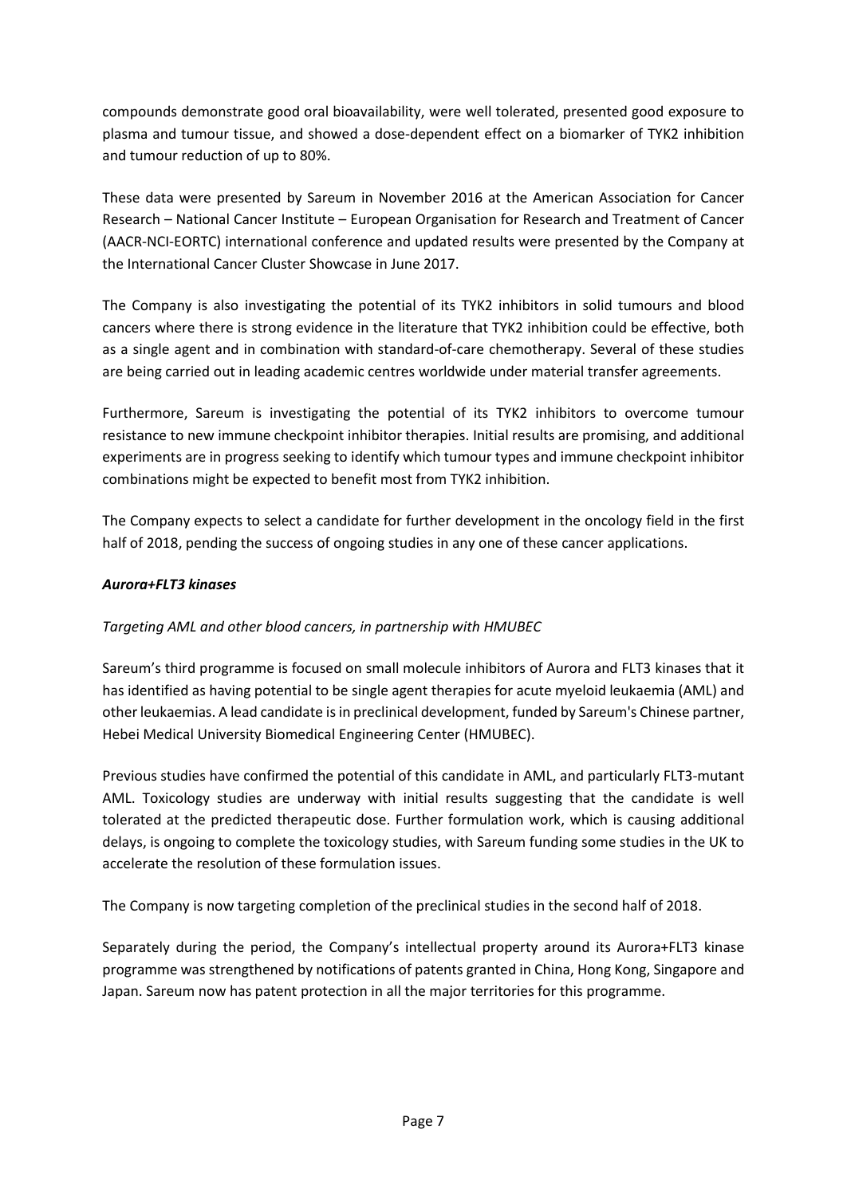compounds demonstrate good oral bioavailability, were well tolerated, presented good exposure to plasma and tumour tissue, and showed a dose-dependent effect on a biomarker of TYK2 inhibition and tumour reduction of up to 80%.

These data were presented by Sareum in November 2016 at the American Association for Cancer Research – National Cancer Institute – European Organisation for Research and Treatment of Cancer (AACR-NCI-EORTC) international conference and updated results were presented by the Company at the International Cancer Cluster Showcase in June 2017.

The Company is also investigating the potential of its TYK2 inhibitors in solid tumours and blood cancers where there is strong evidence in the literature that TYK2 inhibition could be effective, both as a single agent and in combination with standard-of-care chemotherapy. Several of these studies are being carried out in leading academic centres worldwide under material transfer agreements.

Furthermore, Sareum is investigating the potential of its TYK2 inhibitors to overcome tumour resistance to new immune checkpoint inhibitor therapies. Initial results are promising, and additional experiments are in progress seeking to identify which tumour types and immune checkpoint inhibitor combinations might be expected to benefit most from TYK2 inhibition.

The Company expects to select a candidate for further development in the oncology field in the first half of 2018, pending the success of ongoing studies in any one of these cancer applications.

***Aurora+FLT3 kinases***

*Targeting AML and other blood cancers, in partnership with HMUBEC*

Sareum's third programme is focused on small molecule inhibitors of Aurora and FLT3 kinases that it has identified as having potential to be single agent therapies for acute myeloid leukaemia (AML) and other leukaemias. A lead candidate is in preclinical development, funded by Sareum's Chinese partner, Hebei Medical University Biomedical Engineering Center (HMUBEC).

Previous studies have confirmed the potential of this candidate in AML, and particularly FLT3-mutant AML. Toxicology studies are underway with initial results suggesting that the candidate is well tolerated at the predicted therapeutic dose. Further formulation work, which is causing additional delays, is ongoing to complete the toxicology studies, with Sareum funding some studies in the UK to accelerate the resolution of these formulation issues.

The Company is now targeting completion of the preclinical studies in the second half of 2018.

Separately during the period, the Company's intellectual property around its Aurora+FLT3 kinase programme was strengthened by notifications of patents granted in China, Hong Kong, Singapore and Japan. Sareum now has patent protection in all the major territories for this programme.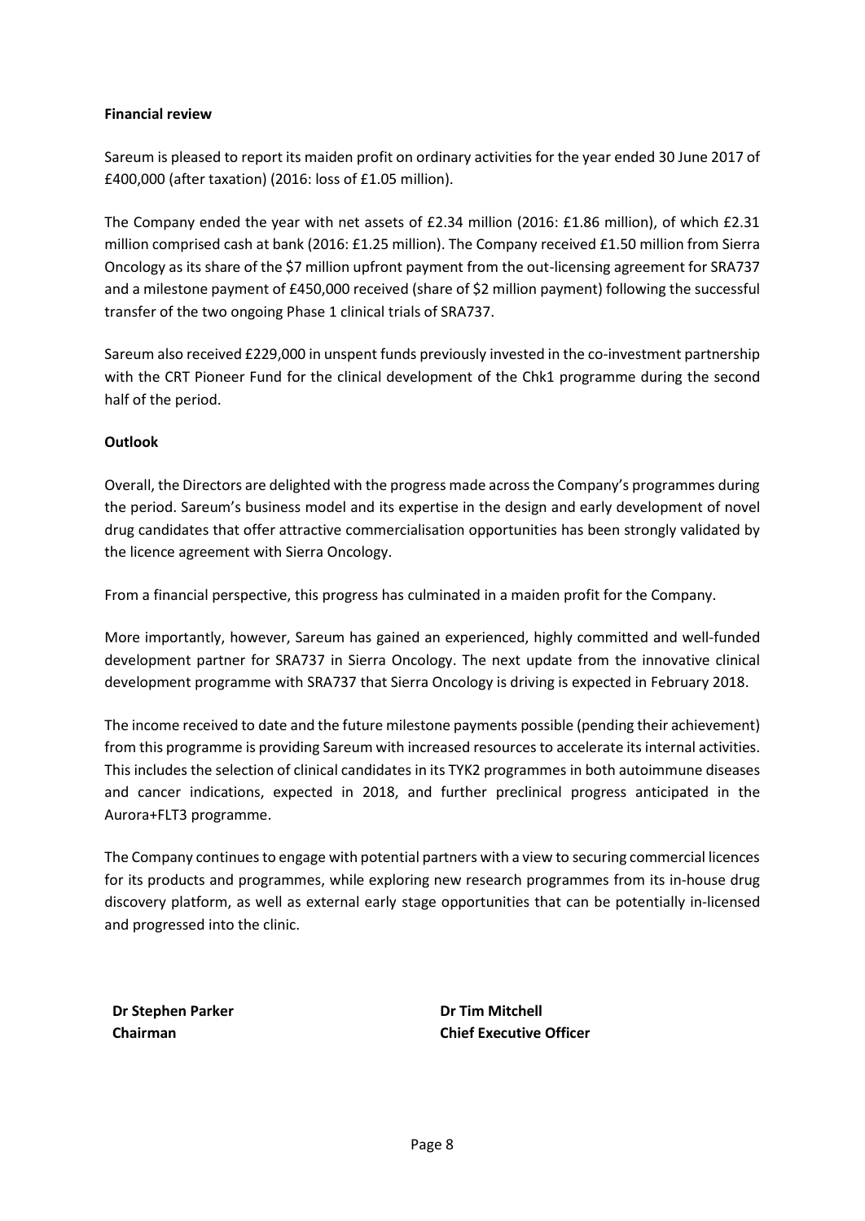**Financial review**

Sareum is pleased to report its maiden profit on ordinary activities for the year ended 30 June 2017 of £400,000 (after taxation) (2016: loss of £1.05 million).

The Company ended the year with net assets of £2.34 million (2016: £1.86 million), of which £2.31 million comprised cash at bank (2016: £1.25 million). The Company received £1.50 million from Sierra Oncology as its share of the $7 million upfront payment from the out-licensing agreement for SRA737 and a milestone payment of £450,000 received (share of $2 million payment) following the successful transfer of the two ongoing Phase 1 clinical trials of SRA737.

Sareum also received £229,000 in unspent funds previously invested in the co-investment partnership with the CRT Pioneer Fund for the clinical development of the Chk1 programme during the second half of the period.

**Outlook**

Overall, the Directors are delighted with the progress made across the Company's programmes during the period. Sareum's business model and its expertise in the design and early development of novel drug candidates that offer attractive commercialisation opportunities has been strongly validated by the licence agreement with Sierra Oncology.

From a financial perspective, this progress has culminated in a maiden profit for the Company.

More importantly, however, Sareum has gained an experienced, highly committed and well-funded development partner for SRA737 in Sierra Oncology. The next update from the innovative clinical development programme with SRA737 that Sierra Oncology is driving is expected in February 2018.

The income received to date and the future milestone payments possible (pending their achievement) from this programme is providing Sareum with increased resources to accelerate its internal activities. This includes the selection of clinical candidates in its TYK2 programmes in both autoimmune diseases and cancer indications, expected in 2018, and further preclinical progress anticipated in the Aurora+FLT3 programme.

The Company continues to engage with potential partners with a view to securing commercial licences for its products and programmes, while exploring new research programmes from its in-house drug discovery platform, as well as external early stage opportunities that can be potentially in-licensed and progressed into the clinic.

**Dr Stephen Parker**
**Chairman**

**Dr Tim Mitchell**
**Chief Executive Officer**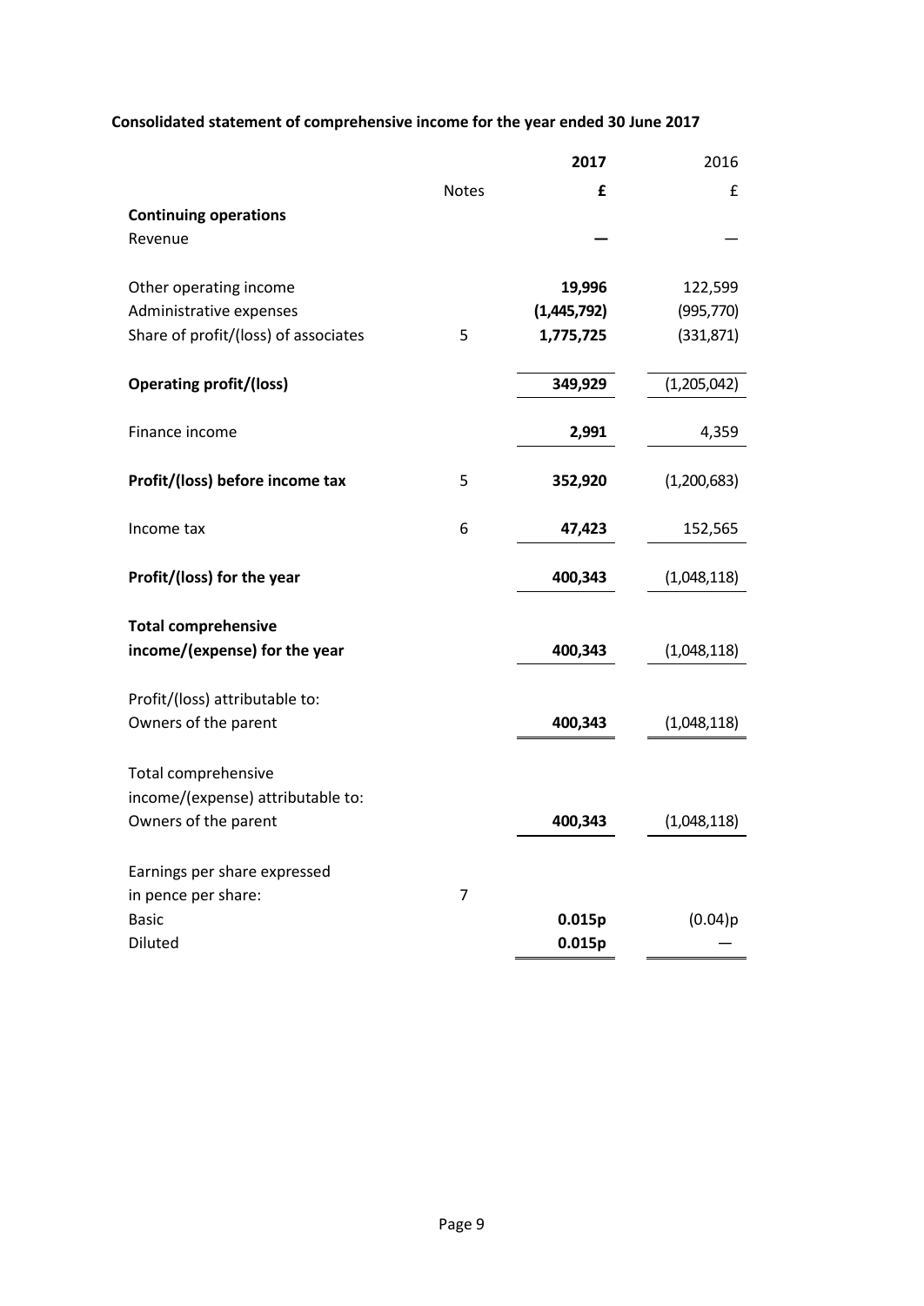**Consolidated statement of comprehensive income for the year ended 30 June 2017**

| | Notes | **2017** | 2016 |
|---|---|---|---|
| | | **£** | £ |
| **Continuing operations** | | | |
| Revenue | | **—** | — |
| Other operating income | | **19,996** | 122,599 |
| Administrative expenses | | **(1,445,792)** | (995,770) |
| Share of profit/(loss) of associates | 5 | **1,775,725** | (331,871) |
| **Operating profit/(loss)** | | **349,929** | (1,205,042) |
| Finance income | | **2,991** | 4,359 |
| **Profit/(loss) before income tax** | 5 | **352,920** | (1,200,683) |
| Income tax | 6 | **47,423** | 152,565 |
| **Profit/(loss) for the year** | | **400,343** | (1,048,118) |
| **Total comprehensive income/(expense) for the year** | | **400,343** | (1,048,118) |
| Profit/(loss) attributable to: | | | |
| Owners of the parent | | **400,343** | (1,048,118) |
| Total comprehensive income/(expense) attributable to: | | | |
| Owners of the parent | | **400,343** | (1,048,118) |
| Earnings per share expressed in pence per share: | 7 | | |
| Basic | | **0.015p** | (0.04)p |
| Diluted | | **0.015p** | — |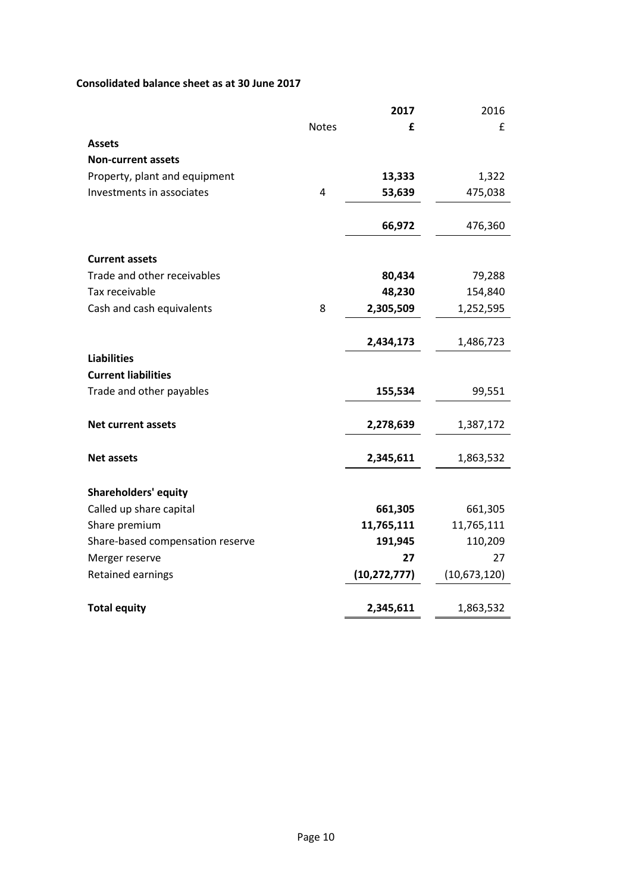**Consolidated balance sheet as at 30 June 2017**

| | Notes | 2017 £ | 2016 £ |
|---|---|---|---|
| **Assets** | | | |
| **Non-current assets** | | | |
| Property, plant and equipment | | **13,333** | 1,322 |
| Investments in associates | 4 | **53,639** | 475,038 |
| | | **66,972** | 476,360 |
| **Current assets** | | | |
| Trade and other receivables | | **80,434** | 79,288 |
| Tax receivable | | **48,230** | 154,840 |
| Cash and cash equivalents | 8 | **2,305,509** | 1,252,595 |
| | | **2,434,173** | 1,486,723 |
| **Liabilities** | | | |
| **Current liabilities** | | | |
| Trade and other payables | | **155,534** | 99,551 |
| **Net current assets** | | **2,278,639** | 1,387,172 |
| **Net assets** | | **2,345,611** | 1,863,532 |
| **Shareholders' equity** | | | |
| Called up share capital | | **661,305** | 661,305 |
| Share premium | | **11,765,111** | 11,765,111 |
| Share-based compensation reserve | | **191,945** | 110,209 |
| Merger reserve | | **27** | 27 |
| Retained earnings | | **(10,272,777)** | (10,673,120) |
| **Total equity** | | **2,345,611** | 1,863,532 |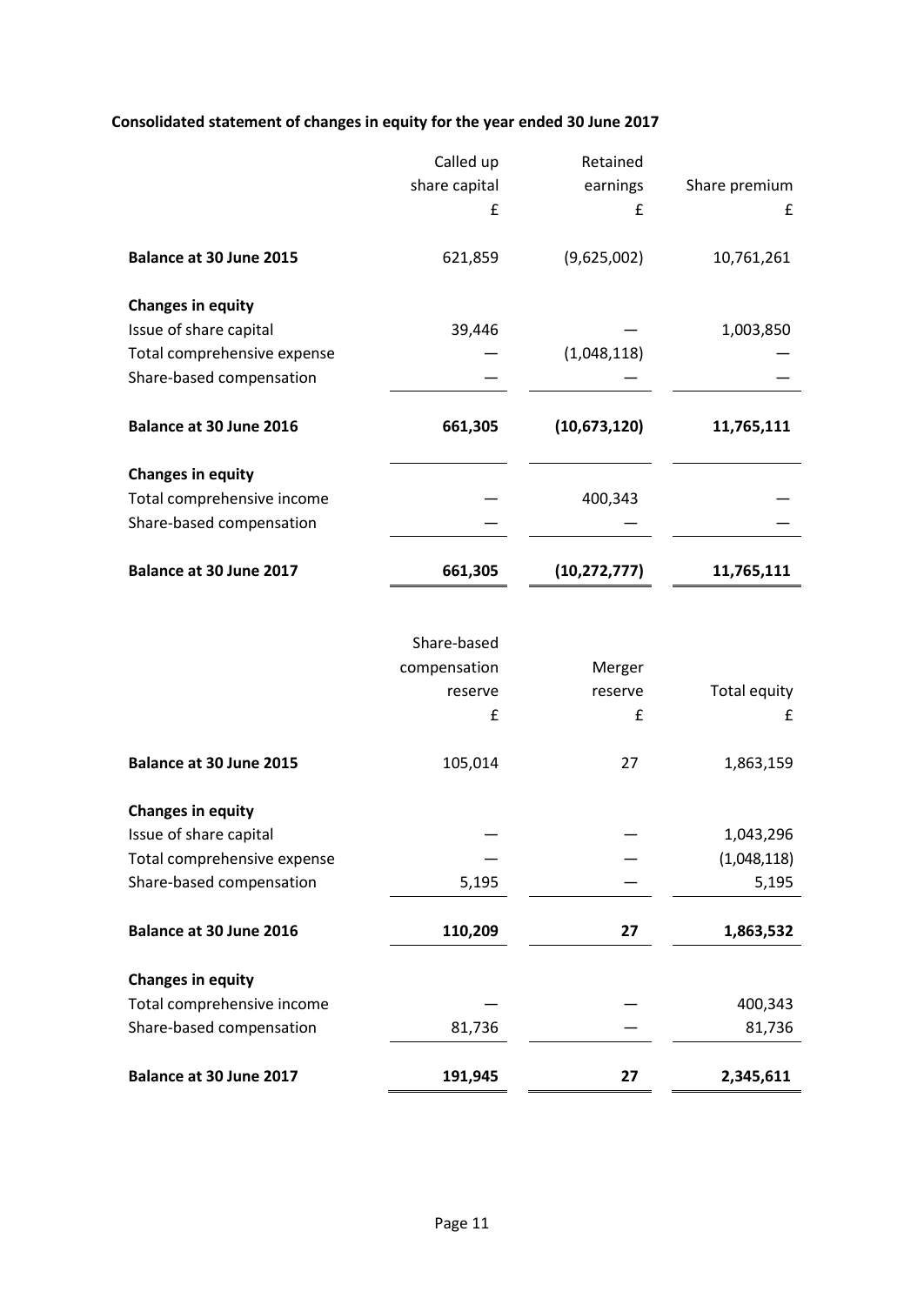**Consolidated statement of changes in equity for the year ended 30 June 2017**

| | Called up share capital | Retained earnings | Share premium |
|---|---|---|---|
| | £ | £ | £ |
| **Balance at 30 June 2015** | 621,859 | (9,625,002) | 10,761,261 |
| **Changes in equity** | | | |
| Issue of share capital | 39,446 | — | 1,003,850 |
| Total comprehensive expense | — | (1,048,118) | — |
| Share-based compensation | — | — | — |
| **Balance at 30 June 2016** | **661,305** | **(10,673,120)** | **11,765,111** |
| **Changes in equity** | | | |
| Total comprehensive income | — | 400,343 | — |
| Share-based compensation | — | — | — |
| **Balance at 30 June 2017** | **661,305** | **(10,272,777)** | **11,765,111** |

| | Share-based compensation reserve | Merger reserve | Total equity |
|---|---|---|---|
| | £ | £ | £ |
| **Balance at 30 June 2015** | 105,014 | 27 | 1,863,159 |
| **Changes in equity** | | | |
| Issue of share capital | — | — | 1,043,296 |
| Total comprehensive expense | — | — | (1,048,118) |
| Share-based compensation | 5,195 | — | 5,195 |
| **Balance at 30 June 2016** | **110,209** | **27** | **1,863,532** |
| **Changes in equity** | | | |
| Total comprehensive income | — | — | 400,343 |
| Share-based compensation | 81,736 | — | 81,736 |
| **Balance at 30 June 2017** | **191,945** | **27** | **2,345,611** |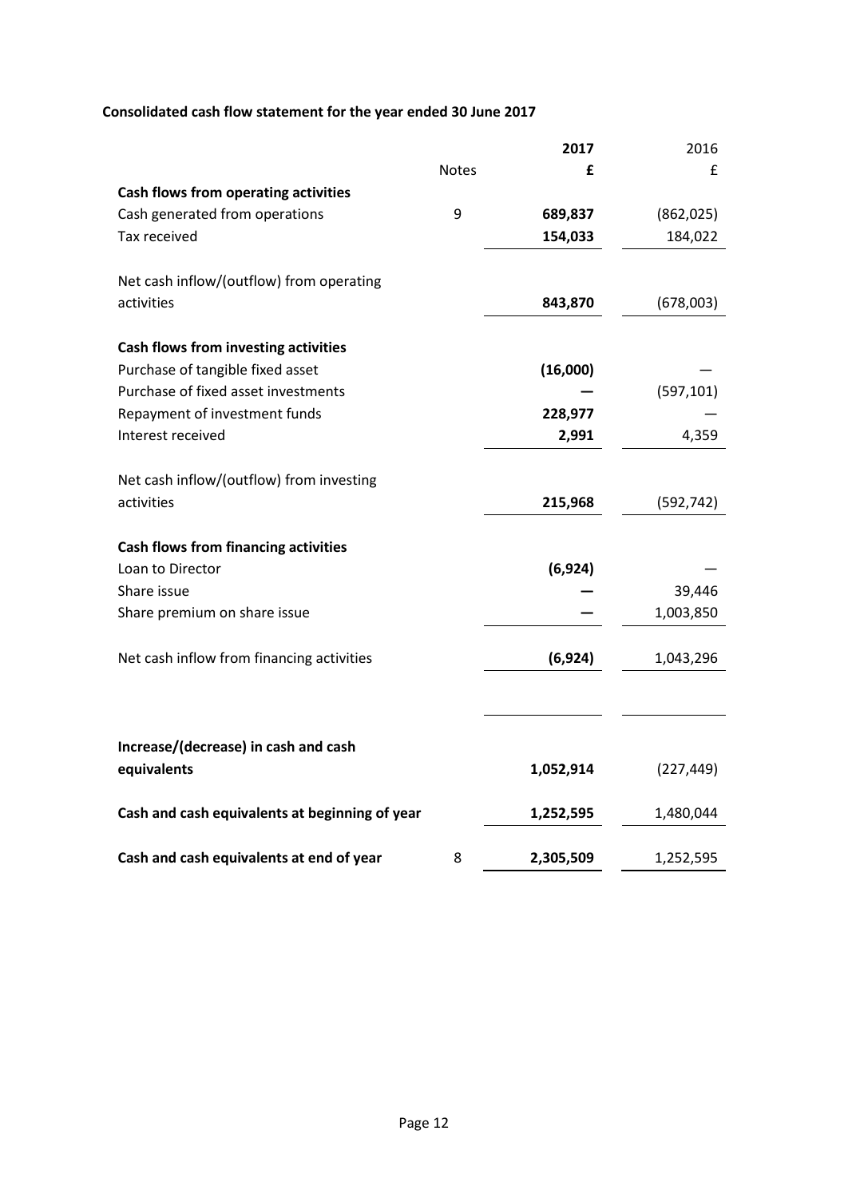**Consolidated cash flow statement for the year ended 30 June 2017**

| | Notes | 2017 | 2016 |
|---|---|---|---|
| | | **£** | £ |
| **Cash flows from operating activities** | | | |
| Cash generated from operations | 9 | **689,837** | (862,025) |
| Tax received | | **154,033** | 184,022 |
| Net cash inflow/(outflow) from operating activities | | **843,870** | (678,003) |
| **Cash flows from investing activities** | | | |
| Purchase of tangible fixed asset | | **(16,000)** | — |
| Purchase of fixed asset investments | | — | (597,101) |
| Repayment of investment funds | | **228,977** | — |
| Interest received | | **2,991** | 4,359 |
| Net cash inflow/(outflow) from investing activities | | **215,968** | (592,742) |
| **Cash flows from financing activities** | | | |
| Loan to Director | | **(6,924)** | — |
| Share issue | | — | 39,446 |
| Share premium on share issue | | — | 1,003,850 |
| Net cash inflow from financing activities | | **(6,924)** | 1,043,296 |
| **Increase/(decrease) in cash and cash equivalents** | | **1,052,914** | (227,449) |
| **Cash and cash equivalents at beginning of year** | | **1,252,595** | 1,480,044 |
| **Cash and cash equivalents at end of year** | 8 | **2,305,509** | 1,252,595 |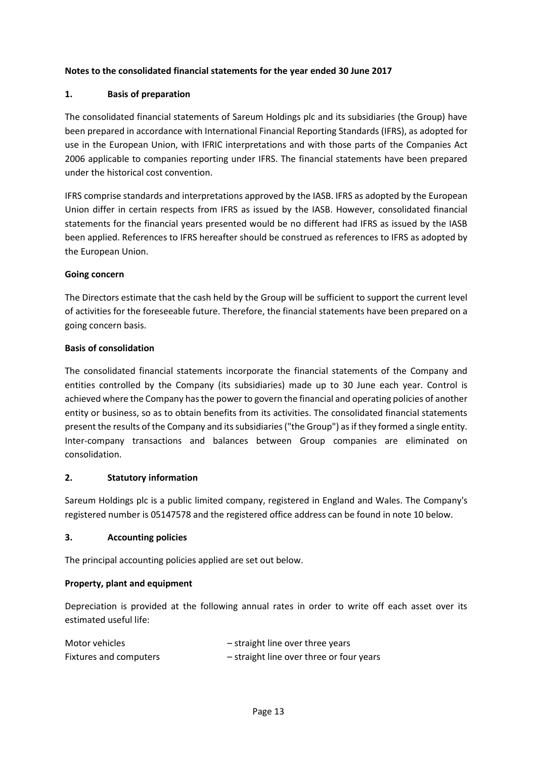**Notes to the consolidated financial statements for the year ended 30 June 2017**

## 1. Basis of preparation

The consolidated financial statements of Sareum Holdings plc and its subsidiaries (the Group) have been prepared in accordance with International Financial Reporting Standards (IFRS), as adopted for use in the European Union, with IFRIC interpretations and with those parts of the Companies Act 2006 applicable to companies reporting under IFRS. The financial statements have been prepared under the historical cost convention.

IFRS comprise standards and interpretations approved by the IASB. IFRS as adopted by the European Union differ in certain respects from IFRS as issued by the IASB. However, consolidated financial statements for the financial years presented would be no different had IFRS as issued by the IASB been applied. References to IFRS hereafter should be construed as references to IFRS as adopted by the European Union.

**Going concern**

The Directors estimate that the cash held by the Group will be sufficient to support the current level of activities for the foreseeable future. Therefore, the financial statements have been prepared on a going concern basis.

**Basis of consolidation**

The consolidated financial statements incorporate the financial statements of the Company and entities controlled by the Company (its subsidiaries) made up to 30 June each year. Control is achieved where the Company has the power to govern the financial and operating policies of another entity or business, so as to obtain benefits from its activities. The consolidated financial statements present the results of the Company and its subsidiaries ("the Group") as if they formed a single entity. Inter-company transactions and balances between Group companies are eliminated on consolidation.

## 2. Statutory information

Sareum Holdings plc is a public limited company, registered in England and Wales. The Company's registered number is 05147578 and the registered office address can be found in note 10 below.

## 3. Accounting policies

The principal accounting policies applied are set out below.

**Property, plant and equipment**

Depreciation is provided at the following annual rates in order to write off each asset over its estimated useful life:

| | |
|---|---|
| Motor vehicles | – straight line over three years |
| Fixtures and computers | – straight line over three or four years |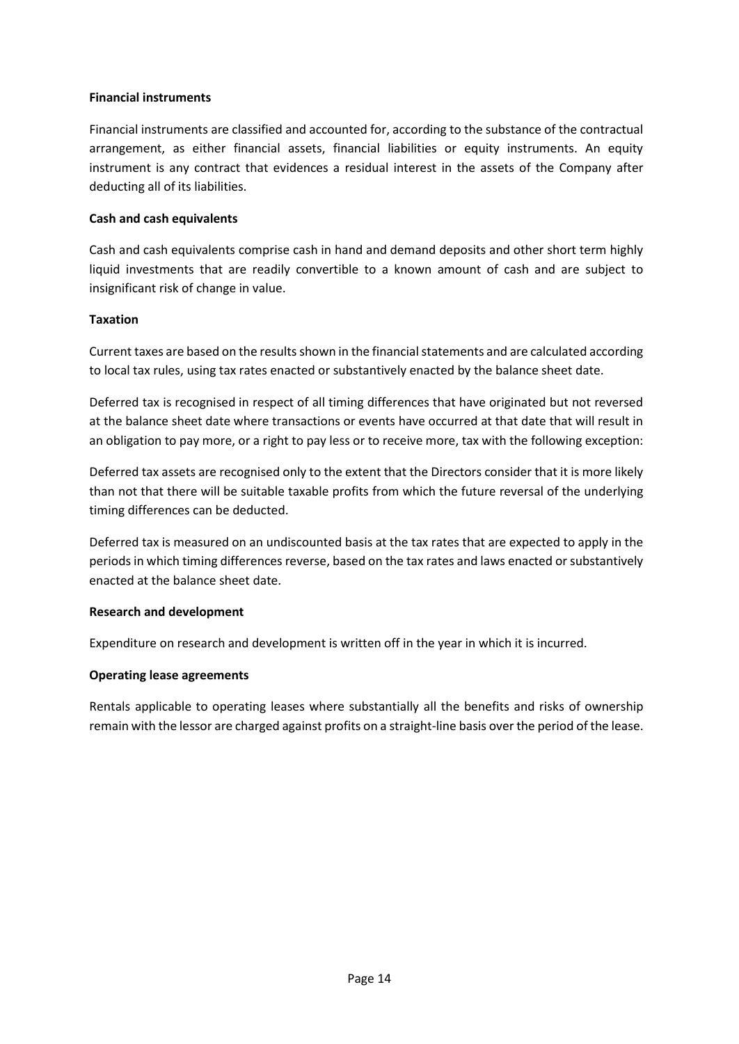**Financial instruments**

Financial instruments are classified and accounted for, according to the substance of the contractual arrangement, as either financial assets, financial liabilities or equity instruments. An equity instrument is any contract that evidences a residual interest in the assets of the Company after deducting all of its liabilities.

**Cash and cash equivalents**

Cash and cash equivalents comprise cash in hand and demand deposits and other short term highly liquid investments that are readily convertible to a known amount of cash and are subject to insignificant risk of change in value.

**Taxation**

Current taxes are based on the results shown in the financial statements and are calculated according to local tax rules, using tax rates enacted or substantively enacted by the balance sheet date.

Deferred tax is recognised in respect of all timing differences that have originated but not reversed at the balance sheet date where transactions or events have occurred at that date that will result in an obligation to pay more, or a right to pay less or to receive more, tax with the following exception:

Deferred tax assets are recognised only to the extent that the Directors consider that it is more likely than not that there will be suitable taxable profits from which the future reversal of the underlying timing differences can be deducted.

Deferred tax is measured on an undiscounted basis at the tax rates that are expected to apply in the periods in which timing differences reverse, based on the tax rates and laws enacted or substantively enacted at the balance sheet date.

**Research and development**

Expenditure on research and development is written off in the year in which it is incurred.

**Operating lease agreements**

Rentals applicable to operating leases where substantially all the benefits and risks of ownership remain with the lessor are charged against profits on a straight-line basis over the period of the lease.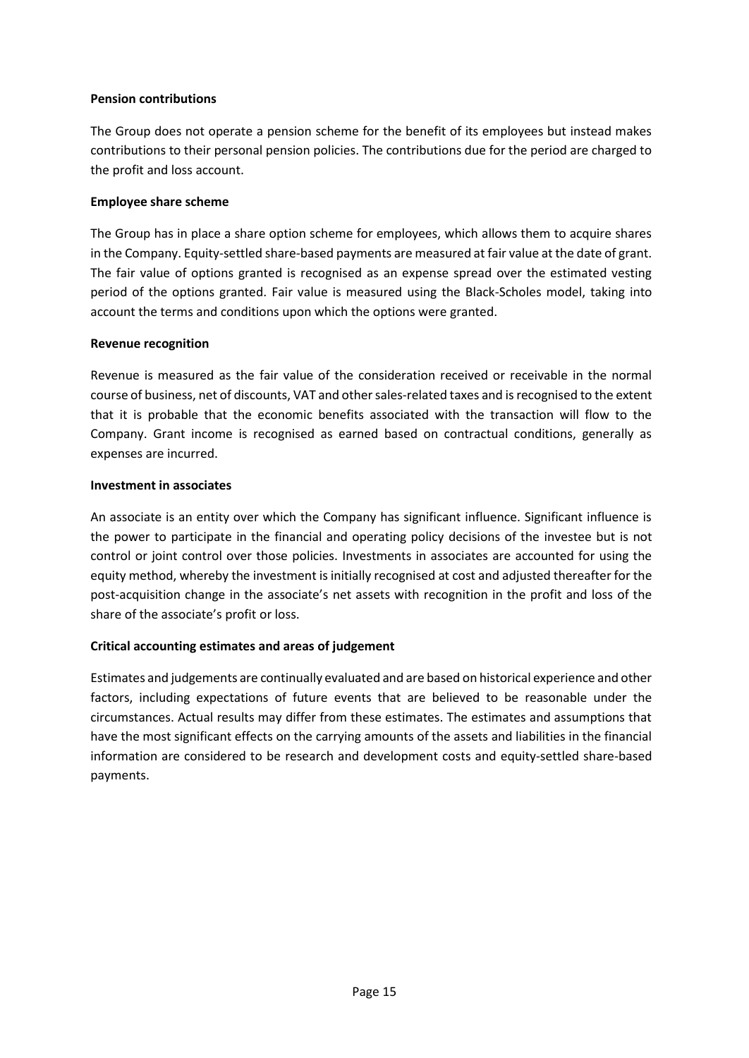**Pension contributions**

The Group does not operate a pension scheme for the benefit of its employees but instead makes contributions to their personal pension policies. The contributions due for the period are charged to the profit and loss account.

**Employee share scheme**

The Group has in place a share option scheme for employees, which allows them to acquire shares in the Company. Equity-settled share-based payments are measured at fair value at the date of grant. The fair value of options granted is recognised as an expense spread over the estimated vesting period of the options granted. Fair value is measured using the Black-Scholes model, taking into account the terms and conditions upon which the options were granted.

**Revenue recognition**

Revenue is measured as the fair value of the consideration received or receivable in the normal course of business, net of discounts, VAT and other sales-related taxes and is recognised to the extent that it is probable that the economic benefits associated with the transaction will flow to the Company. Grant income is recognised as earned based on contractual conditions, generally as expenses are incurred.

**Investment in associates**

An associate is an entity over which the Company has significant influence. Significant influence is the power to participate in the financial and operating policy decisions of the investee but is not control or joint control over those policies. Investments in associates are accounted for using the equity method, whereby the investment is initially recognised at cost and adjusted thereafter for the post-acquisition change in the associate's net assets with recognition in the profit and loss of the share of the associate's profit or loss.

**Critical accounting estimates and areas of judgement**

Estimates and judgements are continually evaluated and are based on historical experience and other factors, including expectations of future events that are believed to be reasonable under the circumstances. Actual results may differ from these estimates. The estimates and assumptions that have the most significant effects on the carrying amounts of the assets and liabilities in the financial information are considered to be research and development costs and equity-settled share-based payments.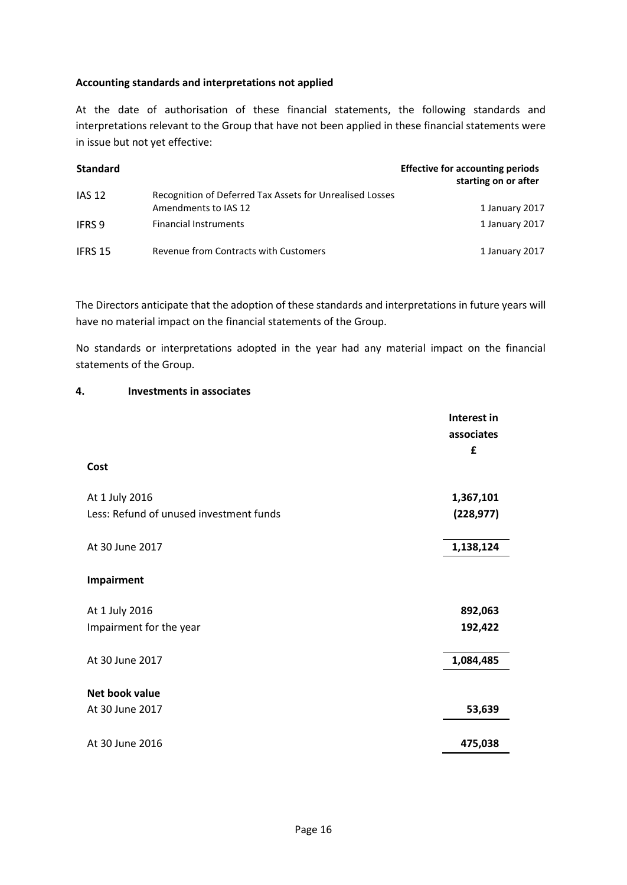**Accounting standards and interpretations not applied**

At the date of authorisation of these financial statements, the following standards and interpretations relevant to the Group that have not been applied in these financial statements were in issue but not yet effective:

| Standard | | Effective for accounting periods starting on or after |
|---|---|---|
| IAS 12 | Recognition of Deferred Tax Assets for Unrealised Losses Amendments to IAS 12 | 1 January 2017 |
| IFRS 9 | Financial Instruments | 1 January 2017 |
| IFRS 15 | Revenue from Contracts with Customers | 1 January 2017 |

The Directors anticipate that the adoption of these standards and interpretations in future years will have no material impact on the financial statements of the Group.

No standards or interpretations adopted in the year had any material impact on the financial statements of the Group.

## 4. Investments in associates

| | Interest in associates £ |
|---|---|
| **Cost** | |
| At 1 July 2016 | **1,367,101** |
| Less: Refund of unused investment funds | **(228,977)** |
| At 30 June 2017 | **1,138,124** |
| **Impairment** | |
| At 1 July 2016 | **892,063** |
| Impairment for the year | **192,422** |
| At 30 June 2017 | **1,084,485** |
| **Net book value** | |
| At 30 June 2017 | **53,639** |
| At 30 June 2016 | **475,038** |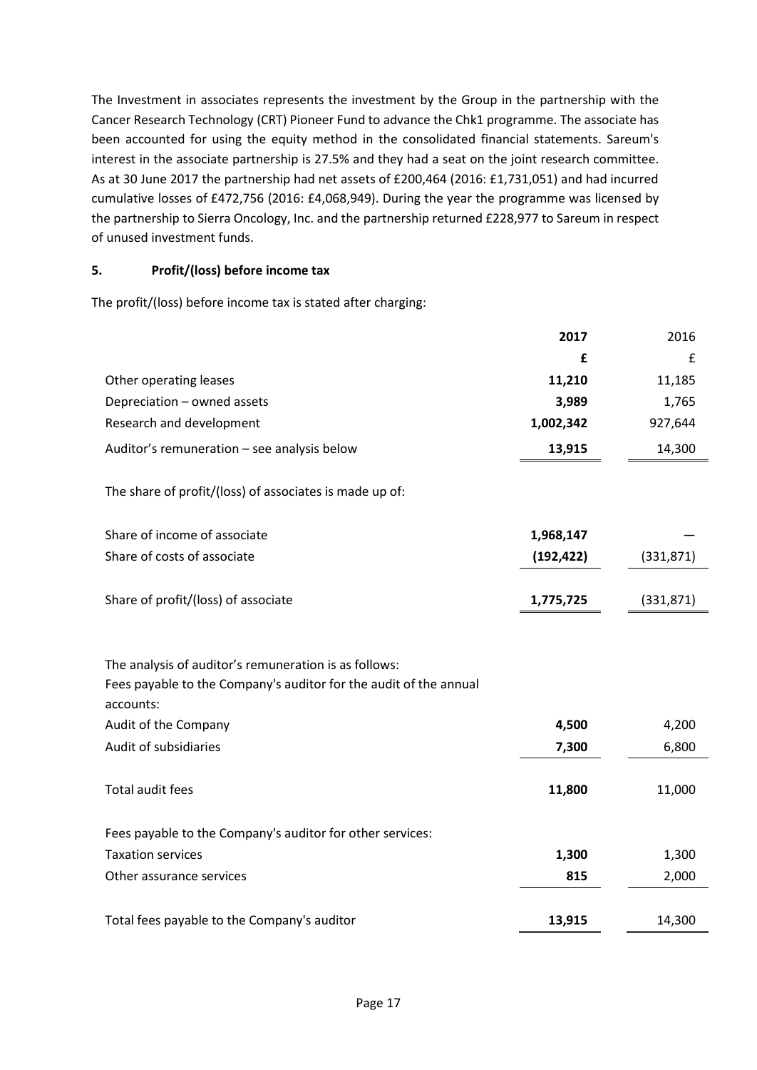The Investment in associates represents the investment by the Group in the partnership with the Cancer Research Technology (CRT) Pioneer Fund to advance the Chk1 programme. The associate has been accounted for using the equity method in the consolidated financial statements. Sareum's interest in the associate partnership is 27.5% and they had a seat on the joint research committee. As at 30 June 2017 the partnership had net assets of £200,464 (2016: £1,731,051) and had incurred cumulative losses of £472,756 (2016: £4,068,949). During the year the programme was licensed by the partnership to Sierra Oncology, Inc. and the partnership returned £228,977 to Sareum in respect of unused investment funds.

## 5. Profit/(loss) before income tax

The profit/(loss) before income tax is stated after charging:

| | **2017** | 2016 |
|---|---|---|
| | **£** | £ |
| Other operating leases | **11,210** | 11,185 |
| Depreciation – owned assets | **3,989** | 1,765 |
| Research and development | **1,002,342** | 927,644 |
| Auditor's remuneration – see analysis below | **13,915** | 14,300 |

The share of profit/(loss) of associates is made up of:

| | **2017** | 2016 |
|---|---|---|
| Share of income of associate | **1,968,147** | — |
| Share of costs of associate | **(192,422)** | (331,871) |
| Share of profit/(loss) of associate | **1,775,725** | (331,871) |

The analysis of auditor's remuneration is as follows:

| | **2017** | 2016 |
|---|---|---|
| Fees payable to the Company's auditor for the audit of the annual accounts: | | |
| Audit of the Company | **4,500** | 4,200 |
| Audit of subsidiaries | **7,300** | 6,800 |
| Total audit fees | **11,800** | 11,000 |
| Fees payable to the Company's auditor for other services: | | |
| Taxation services | **1,300** | 1,300 |
| Other assurance services | **815** | 2,000 |
| Total fees payable to the Company's auditor | **13,915** | 14,300 |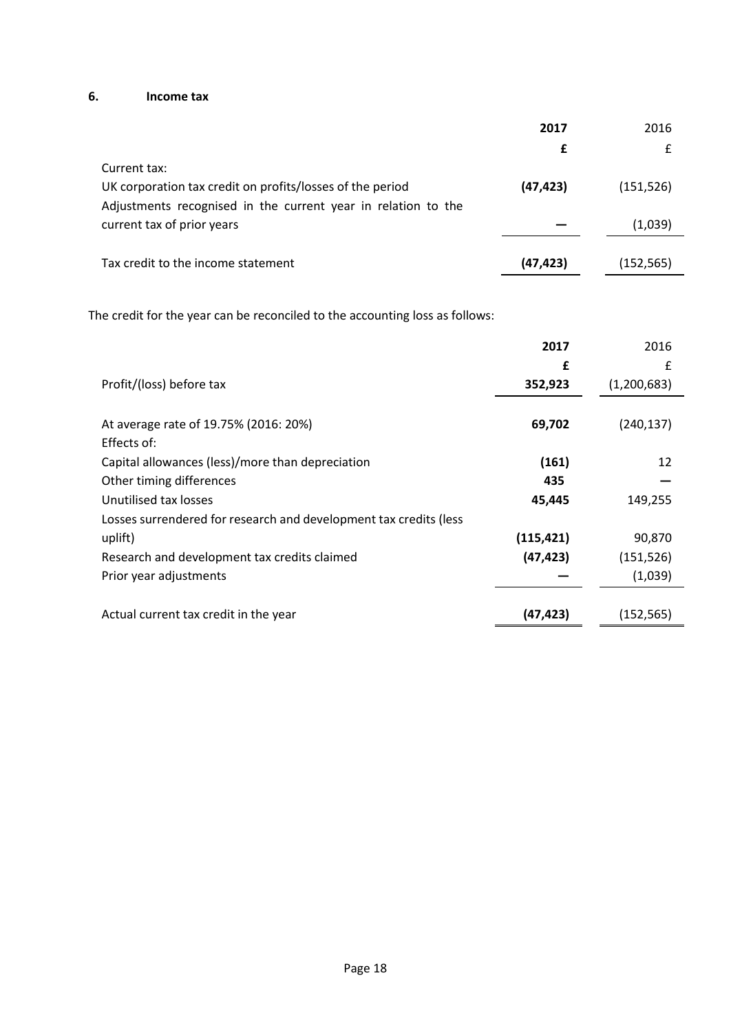## 6. Income tax

| | **2017** | 2016 |
|---|---|---|
| | **£** | £ |
| Current tax: | | |
| UK corporation tax credit on profits/losses of the period | **(47,423)** | (151,526) |
| Adjustments recognised in the current year in relation to the current tax of prior years | **—** | (1,039) |
| Tax credit to the income statement | **(47,423)** | (152,565) |

The credit for the year can be reconciled to the accounting loss as follows:

| | **2017** | 2016 |
|---|---|---|
| | **£** | £ |
| Profit/(loss) before tax | **352,923** | (1,200,683) |
| At average rate of 19.75% (2016: 20%) | **69,702** | (240,137) |
| Effects of: | | |
| Capital allowances (less)/more than depreciation | **(161)** | 12 |
| Other timing differences | **435** | — |
| Unutilised tax losses | **45,445** | 149,255 |
| Losses surrendered for research and development tax credits (less uplift) | **(115,421)** | 90,870 |
| Research and development tax credits claimed | **(47,423)** | (151,526) |
| Prior year adjustments | **—** | (1,039) |
| Actual current tax credit in the year | **(47,423)** | (152,565) |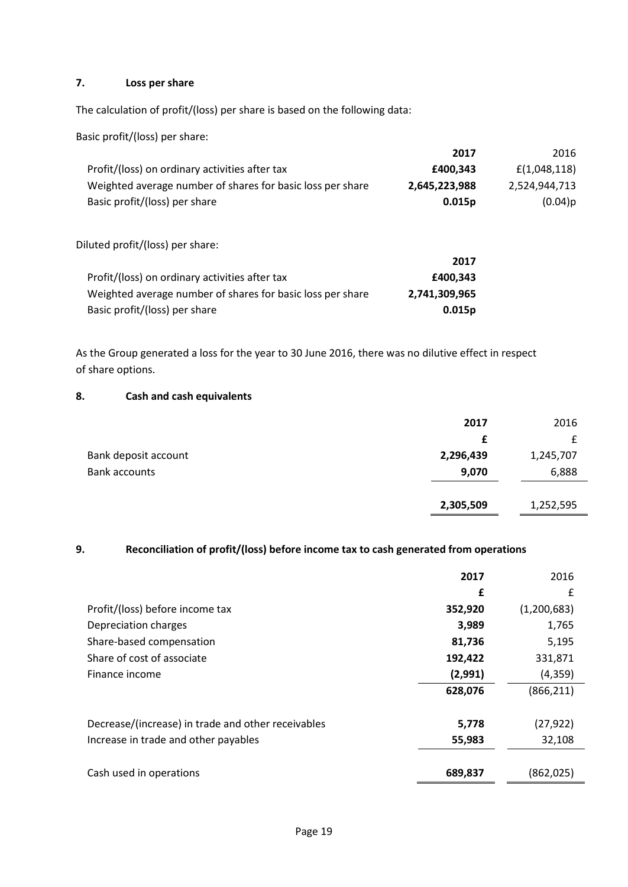## 7. Loss per share

The calculation of profit/(loss) per share is based on the following data:

Basic profit/(loss) per share:

| | **2017** | 2016 |
|---|---|---|
| Profit/(loss) on ordinary activities after tax | **£400,343** | £(1,048,118) |
| Weighted average number of shares for basic loss per share | **2,645,223,988** | 2,524,944,713 |
| Basic profit/(loss) per share | **0.015p** | (0.04)p |

Diluted profit/(loss) per share:

| | **2017** |
|---|---|
| Profit/(loss) on ordinary activities after tax | **£400,343** |
| Weighted average number of shares for basic loss per share | **2,741,309,965** |
| Basic profit/(loss) per share | **0.015p** |

As the Group generated a loss for the year to 30 June 2016, there was no dilutive effect in respect of share options.

## 8. Cash and cash equivalents

| | **2017** | 2016 |
|---|---|---|
| | **£** | £ |
| Bank deposit account | **2,296,439** | 1,245,707 |
| Bank accounts | **9,070** | 6,888 |
| | **2,305,509** | 1,252,595 |

## 9. Reconciliation of profit/(loss) before income tax to cash generated from operations

| | **2017** | 2016 |
|---|---|---|
| | **£** | £ |
| Profit/(loss) before income tax | **352,920** | (1,200,683) |
| Depreciation charges | **3,989** | 1,765 |
| Share-based compensation | **81,736** | 5,195 |
| Share of cost of associate | **192,422** | 331,871 |
| Finance income | **(2,991)** | (4,359) |
| | **628,076** | (866,211) |
| Decrease/(increase) in trade and other receivables | **5,778** | (27,922) |
| Increase in trade and other payables | **55,983** | 32,108 |
| Cash used in operations | **689,837** | (862,025) |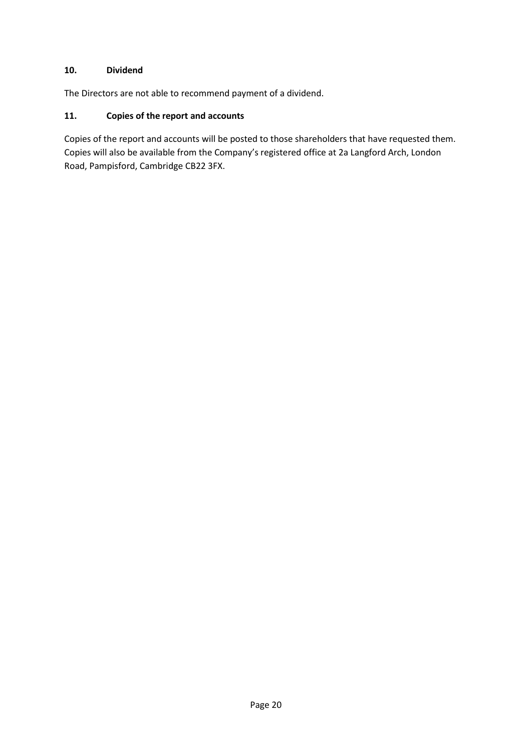## 10. Dividend

The Directors are not able to recommend payment of a dividend.

## 11. Copies of the report and accounts

Copies of the report and accounts will be posted to those shareholders that have requested them. Copies will also be available from the Company's registered office at 2a Langford Arch, London Road, Pampisford, Cambridge CB22 3FX.